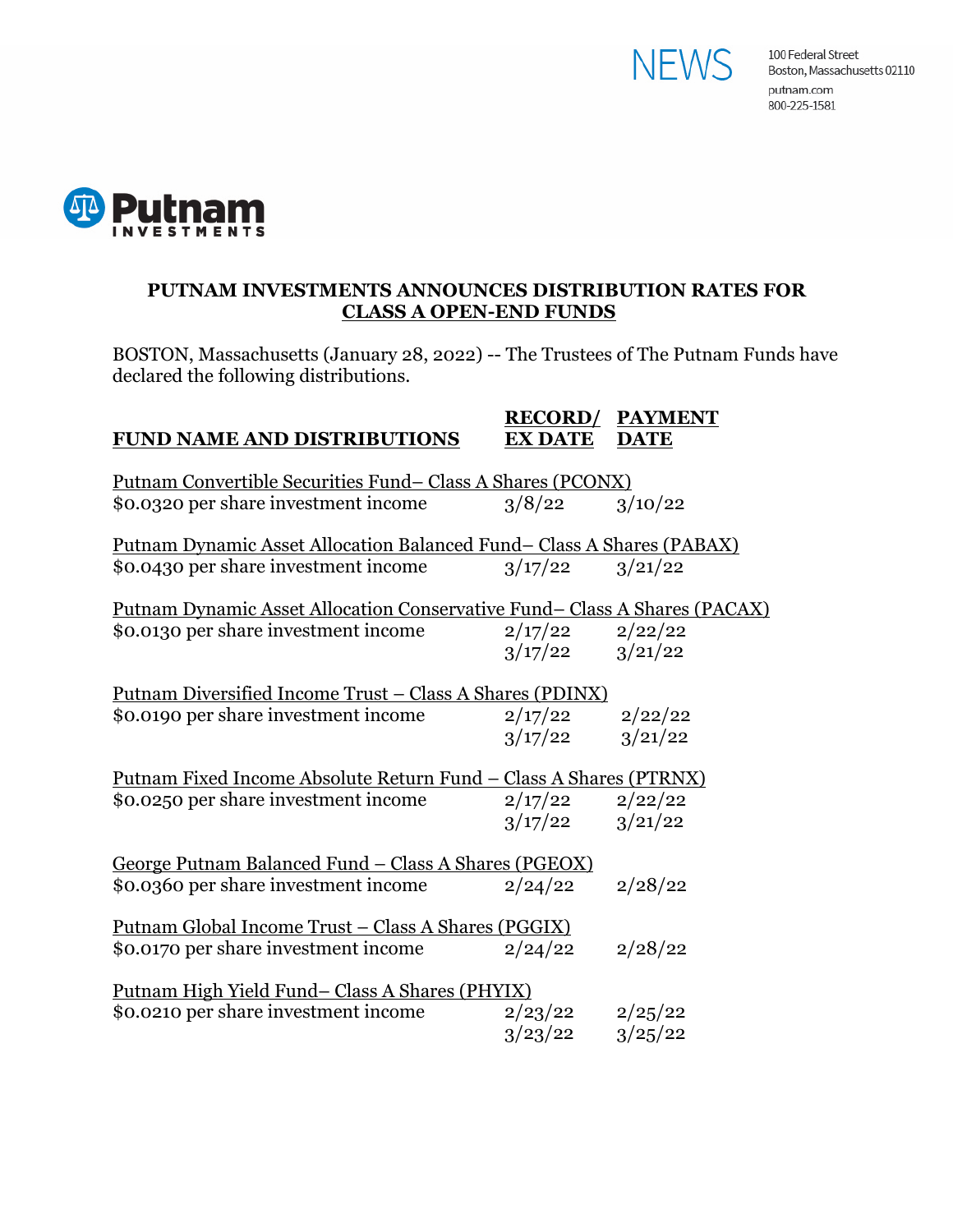NEWS

100 Federal Street
Boston, Massachusetts 02110
putnam.com
800-225-1581

Putnam INVESTMENTS

# PUTNAM INVESTMENTS ANNOUNCES DISTRIBUTION RATES FOR CLASS A OPEN-END FUNDS

BOSTON, Massachusetts (January 28, 2022) -- The Trustees of The Putnam Funds have declared the following distributions.

| FUND NAME AND DISTRIBUTIONS | RECORD/ EX DATE | PAYMENT DATE |
|---|---|---|
| Putnam Convertible Securities Fund– Class A Shares (PCONX) | | |
| $0.0320 per share investment income | 3/8/22 | 3/10/22 |
| Putnam Dynamic Asset Allocation Balanced Fund– Class A Shares (PABAX) | | |
| $0.0430 per share investment income | 3/17/22 | 3/21/22 |
| Putnam Dynamic Asset Allocation Conservative Fund– Class A Shares (PACAX) | | |
| $0.0130 per share investment income | 2/17/22 | 2/22/22 |
| | 3/17/22 | 3/21/22 |
| Putnam Diversified Income Trust – Class A Shares (PDINX) | | |
| $0.0190 per share investment income | 2/17/22 | 2/22/22 |
| | 3/17/22 | 3/21/22 |
| Putnam Fixed Income Absolute Return Fund – Class A Shares (PTRNX) | | |
| $0.0250 per share investment income | 2/17/22 | 2/22/22 |
| | 3/17/22 | 3/21/22 |
| George Putnam Balanced Fund – Class A Shares (PGEOX) | | |
| $0.0360 per share investment income | 2/24/22 | 2/28/22 |
| Putnam Global Income Trust – Class A Shares (PGGIX) | | |
| $0.0170 per share investment income | 2/24/22 | 2/28/22 |
| Putnam High Yield Fund– Class A Shares (PHYIX) | | |
| $0.0210 per share investment income | 2/23/22 | 2/25/22 |
| | 3/23/22 | 3/25/22 |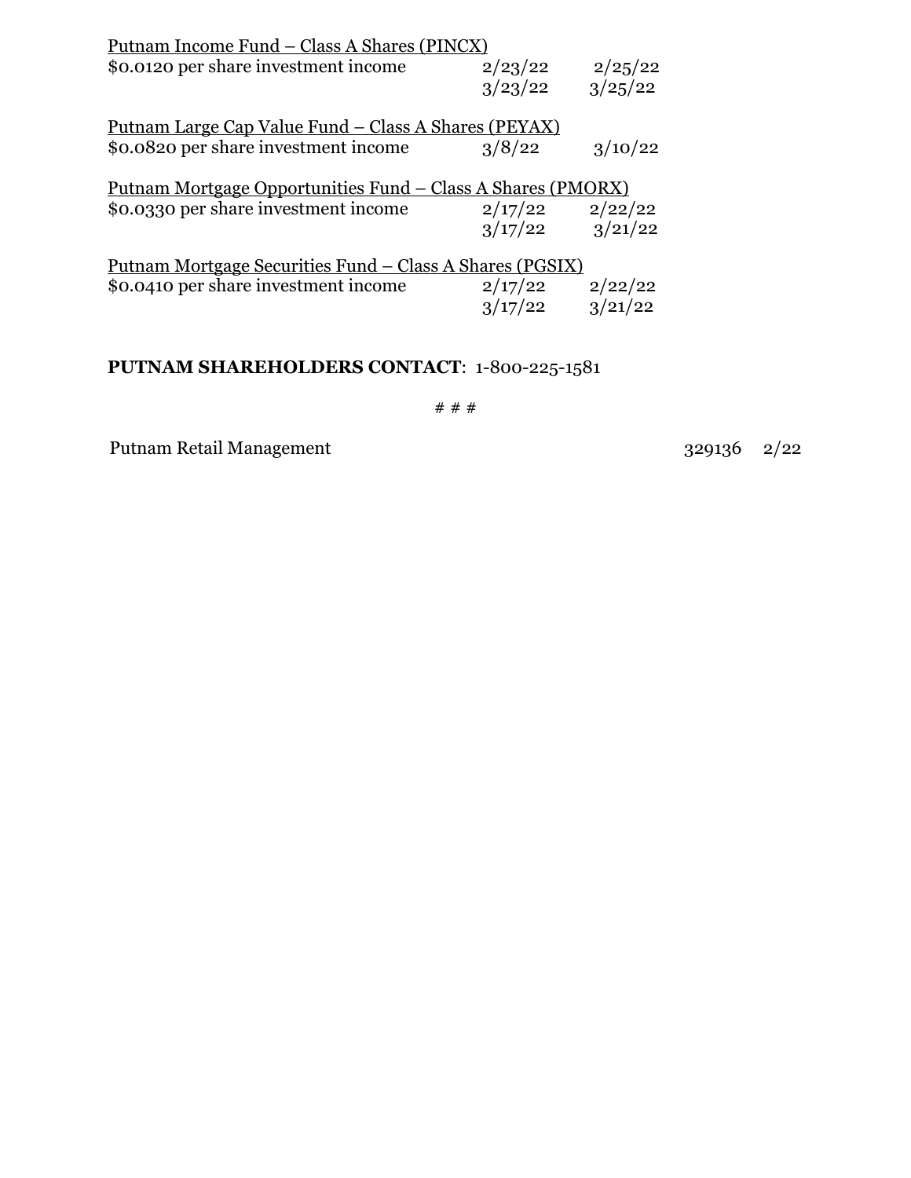<u>Putnam Income Fund – Class A Shares (PINCX)</u>

| | | |
|---|---|---|
| $0.0120 per share investment income | 2/23/22 | 2/25/22 |
| | 3/23/22 | 3/25/22 |

<u>Putnam Large Cap Value Fund – Class A Shares (PEYAX)</u>

| | | |
|---|---|---|
| $0.0820 per share investment income | 3/8/22 | 3/10/22 |

<u>Putnam Mortgage Opportunities Fund – Class A Shares (PMORX)</u>

| | | |
|---|---|---|
| $0.0330 per share investment income | 2/17/22 | 2/22/22 |
| | 3/17/22 | 3/21/22 |

<u>Putnam Mortgage Securities Fund – Class A Shares (PGSIX)</u>

| | | |
|---|---|---|
| $0.0410 per share investment income | 2/17/22 | 2/22/22 |
| | 3/17/22 | 3/21/22 |

**PUTNAM SHAREHOLDERS CONTACT**: 1-800-225-1581

# # #

Putnam Retail Management 329136 2/22